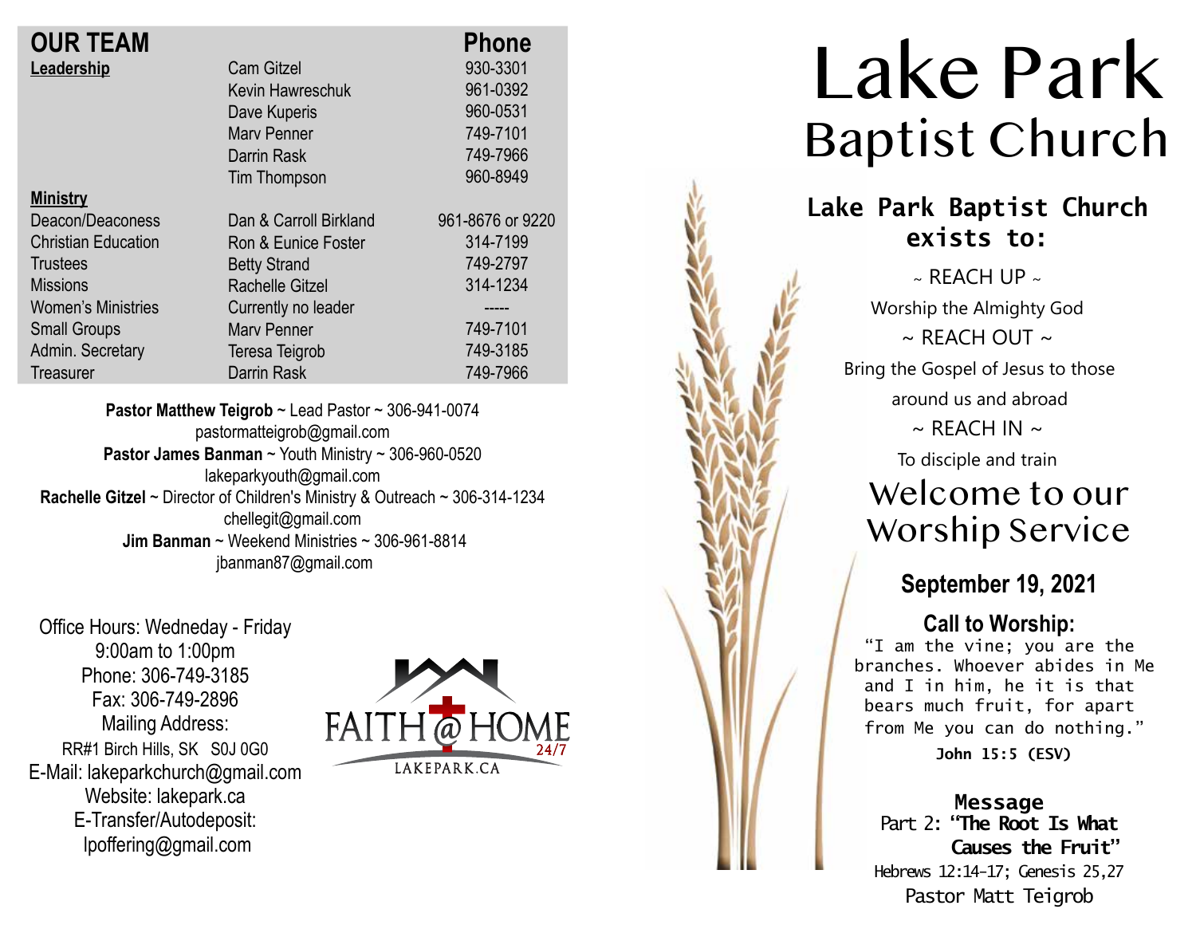## OUR TEAM

| | | Phone |
|---|---|---|
| **Leadership** | Cam Gitzel | 930-3301 |
| | Kevin Hawreschuk | 961-0392 |
| | Dave Kuperis | 960-0531 |
| | Marv Penner | 749-7101 |
| | Darrin Rask | 749-7966 |
| | Tim Thompson | 960-8949 |
| **Ministry** | | |
| Deacon/Deaconess | Dan & Carroll Birkland | 961-8676 or 9220 |
| Christian Education | Ron & Eunice Foster | 314-7199 |
| Trustees | Betty Strand | 749-2797 |
| Missions | Rachelle Gitzel | 314-1234 |
| Women's Ministries | Currently no leader | ----- |
| Small Groups | Marv Penner | 749-7101 |
| Admin. Secretary | Teresa Teigrob | 749-3185 |
| Treasurer | Darrin Rask | 749-7966 |

**Pastor Matthew Teigrob** ~ Lead Pastor ~ 306-941-0074
pastormatteigrob@gmail.com
**Pastor James Banman** ~ Youth Ministry ~ 306-960-0520
lakeparkyouth@gmail.com
**Rachelle Gitzel** ~ Director of Children's Ministry & Outreach ~ 306-314-1234
chellegit@gmail.com
**Jim Banman** ~ Weekend Ministries ~ 306-961-8814
jbanman87@gmail.com

Office Hours: Wedneday - Friday
9:00am to 1:00pm
Phone: 306-749-3185
Fax: 306-749-2896
Mailing Address:
RR#1 Birch Hills, SK S0J 0G0
E-Mail: lakeparkchurch@gmail.com
Website: lakepark.ca
E-Transfer/Autodeposit:
lpoffering@gmail.com

FAITH @ HOME 24/7
LAKEPARK.CA

# Lake Park Baptist Church

**Lake Park Baptist Church exists to:**

~ REACH UP ~
Worship the Almighty God
~ REACH OUT ~
Bring the Gospel of Jesus to those around us and abroad
~ REACH IN ~
To disciple and train

## Welcome to our Worship Service

### September 19, 2021

### Call to Worship:

"I am the vine; you are the branches. Whoever abides in Me and I in him, he it is that bears much fruit, for apart from Me you can do nothing."
**John 15:5 (ESV)**

**Message**
Part 2: **"The Root Is What Causes the Fruit"**
Hebrews 12:14-17; Genesis 25,27
Pastor Matt Teigrob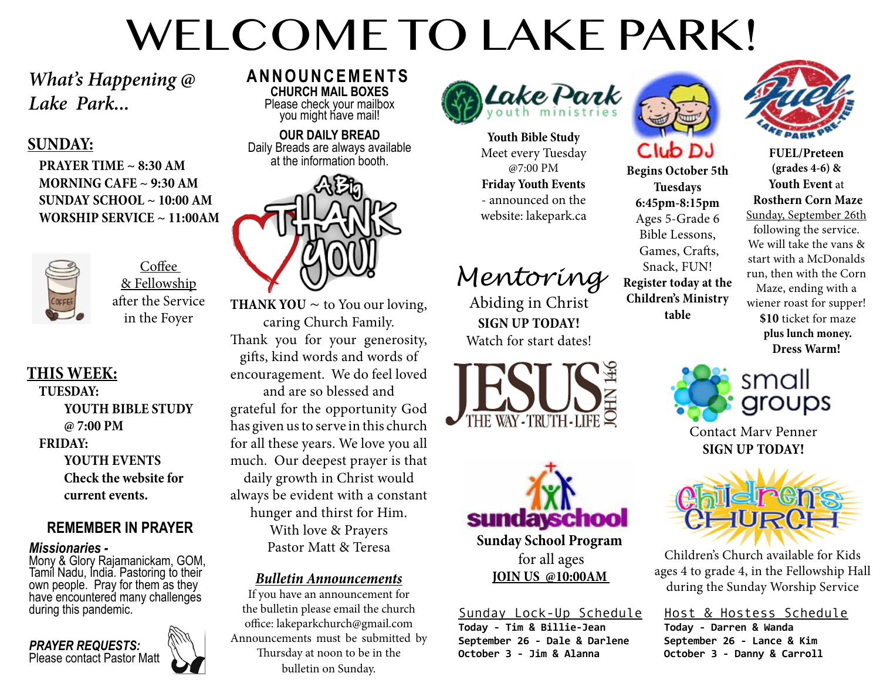# WELCOME TO LAKE PARK!

*What's Happening @ Lake Park...*

## SUNDAY:

**PRAYER TIME ~ 8:30 AM**
**MORNING CAFE ~ 9:30 AM**
**SUNDAY SCHOOL ~ 10:00 AM**
**WORSHIP SERVICE ~ 11:00AM**

Coffee & Fellowship after the Service in the Foyer

## THIS WEEK:

**TUESDAY:**
**YOUTH BIBLE STUDY @ 7:00 PM**

**FRIDAY:**
**YOUTH EVENTS**
**Check the website for current events.**

### REMEMBER IN PRAYER

***Missionaries -***
Mony & Glory Rajamanickam, GOM, Tamil Nadu, India. Pastoring to their own people. Pray for them as they have encountered many challenges during this pandemic.

***PRAYER REQUESTS:***
Please contact Pastor Matt

## ANNOUNCEMENTS

**CHURCH MAIL BOXES**
Please check your mailbox you might have mail!

**OUR DAILY BREAD**
Daily Breads are always available at the information booth.

A Big THANK YOU!

**THANK YOU** ~ to You our loving, caring Church Family.
Thank you for your generosity, gifts, kind words and words of encouragement. We do feel loved and are so blessed and grateful for the opportunity God has given us to serve in this church for all these years. We love you all much. Our deepest prayer is that daily growth in Christ would always be evident with a constant hunger and thirst for Him.
With love & Prayers
Pastor Matt & Teresa

***Bulletin Announcements***
If you have an announcement for the bulletin please email the church office: lakeparkchurch@gmail.com
Announcements must be submitted by Thursday at noon to be in the bulletin on Sunday.

## Lake Park youth ministries

**Youth Bible Study**
Meet every Tuesday @7:00 PM
**Friday Youth Events**
- announced on the website: lakepark.ca

## Club DJ

**Begins October 5th**
**Tuesdays**
**6:45pm-8:15pm**
Ages 5-Grade 6
Bible Lessons, Games, Crafts, Snack, FUN!
**Register today at the Children's Ministry table**

## Fuel – Lake Park Pre-Teen

**FUEL/Preteen (grades 4-6) & Youth Event** at **Rosthern Corn Maze**
Sunday, September 26th following the service.
We will take the vans & start with a McDonalds run, then with the Corn Maze, ending with a wiener roast for supper!
**$10** ticket for maze **plus lunch money.**
**Dress Warm!**

## Mentoring

Abiding in Christ
**SIGN UP TODAY!**
Watch for start dates!

JESUS THE WAY - TRUTH - LIFE JOHN 14:6

## small groups

Contact Marv Penner
**SIGN UP TODAY!**

## sundayschool

**Sunday School Program**
for all ages
**JOIN US @10:00AM**

## Children's CHURCH

Children's Church available for Kids ages 4 to grade 4, in the Fellowship Hall during the Sunday Worship Service

Sunday Lock-Up Schedule
**Today - Tim & Billie-Jean**
**September 26 - Dale & Darlene**
**October 3 - Jim & Alanna**

Host & Hostess Schedule
**Today - Darren & Wanda**
**September 26 - Lance & Kim**
**October 3 - Danny & Carroll**